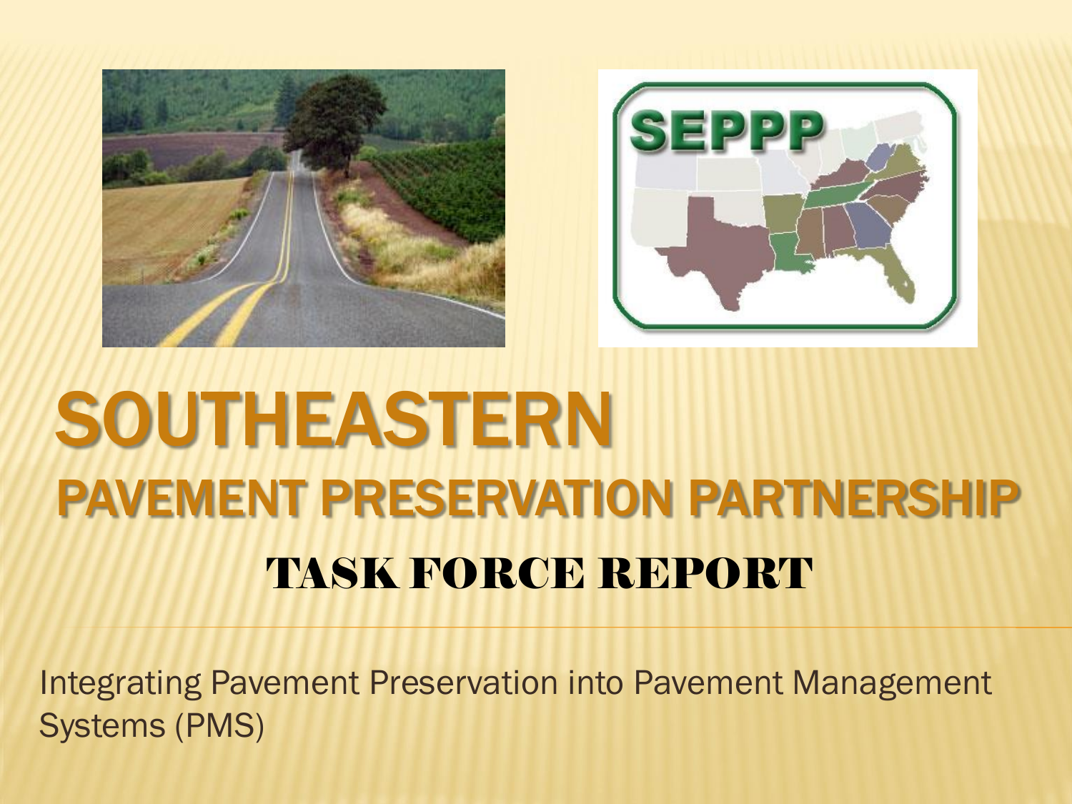# SOUTHEASTERN

## PAVEMENT PRESERVATION PARTNERSHIP

### TASK FORCE REPORT

Integrating Pavement Preservation into Pavement Management Systems (PMS)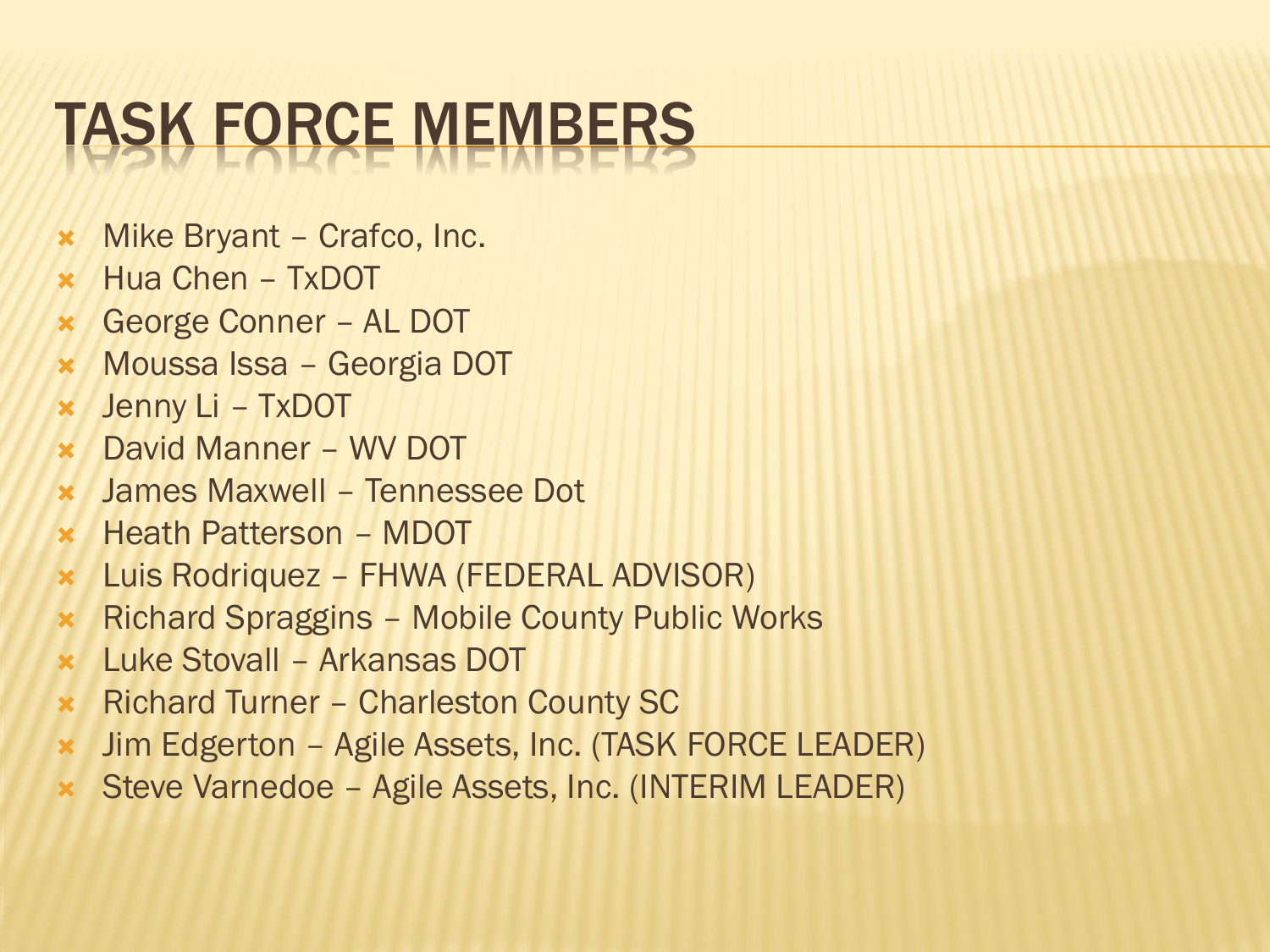# TASK FORCE MEMBERS

- Mike Bryant – Crafco, Inc.
- Hua Chen – TxDOT
- George Conner – AL DOT
- Moussa Issa – Georgia DOT
- Jenny Li – TxDOT
- David Manner – WV DOT
- James Maxwell – Tennessee Dot
- Heath Patterson – MDOT
- Luis Rodriquez – FHWA (FEDERAL ADVISOR)
- Richard Spraggins – Mobile County Public Works
- Luke Stovall – Arkansas DOT
- Richard Turner – Charleston County SC
- Jim Edgerton – Agile Assets, Inc. (TASK FORCE LEADER)
- Steve Varnedoe – Agile Assets, Inc. (INTERIM LEADER)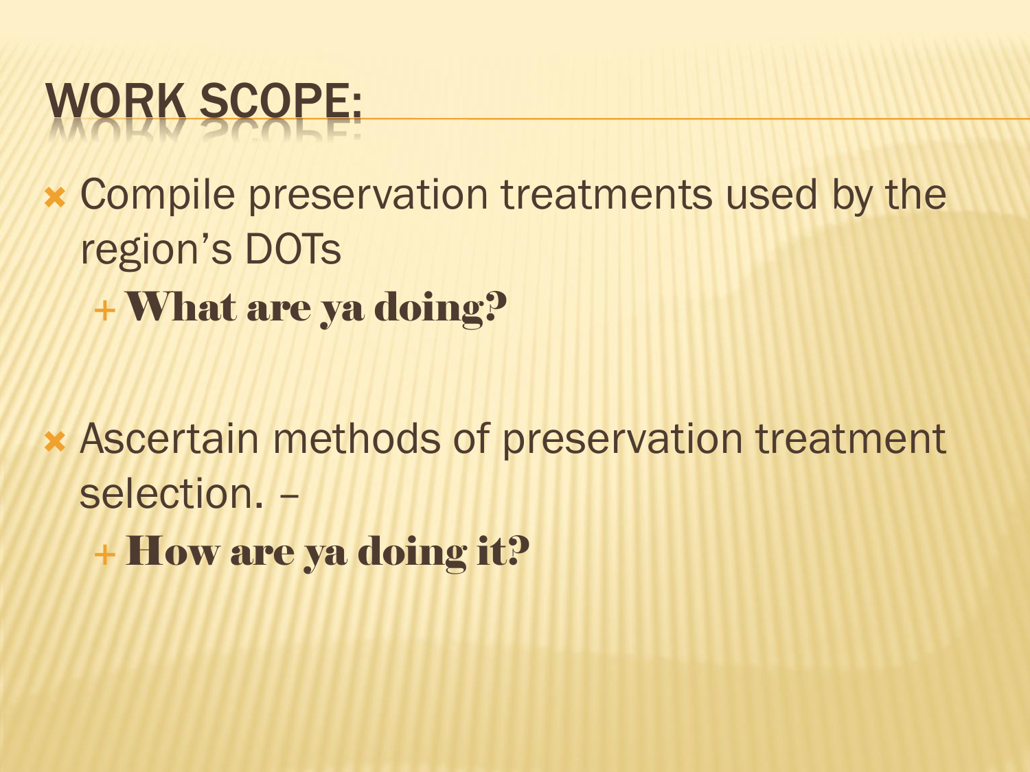# WORK SCOPE:

- Compile preservation treatments used by the region's DOTs
  - **What are ya doing?**

- Ascertain methods of preservation treatment selection. –
  - **How are ya doing it?**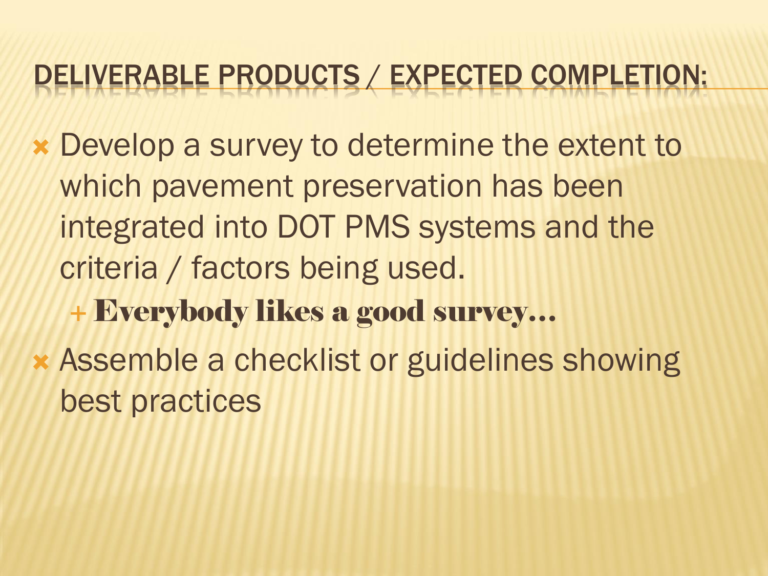## DELIVERABLE PRODUCTS / EXPECTED COMPLETION:

- Develop a survey to determine the extent to which pavement preservation has been integrated into DOT PMS systems and the criteria / factors being used.
  - **Everybody likes a good survey…**
- Assemble a checklist or guidelines showing best practices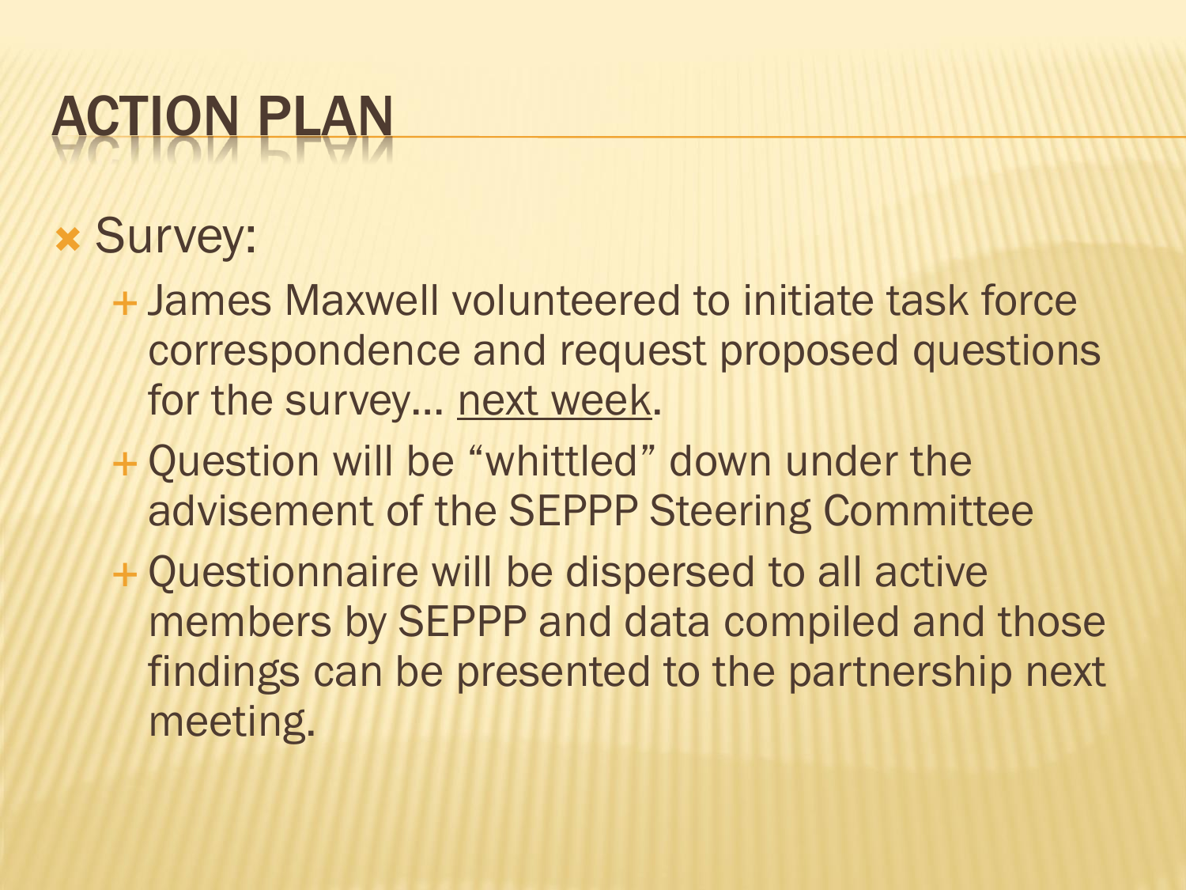# ACTION PLAN

- Survey:
  - James Maxwell volunteered to initiate task force correspondence and request proposed questions for the survey… <u>next week</u>.
  - Question will be "whittled" down under the advisement of the SEPPP Steering Committee
  - Questionnaire will be dispersed to all active members by SEPPP and data compiled and those findings can be presented to the partnership next meeting.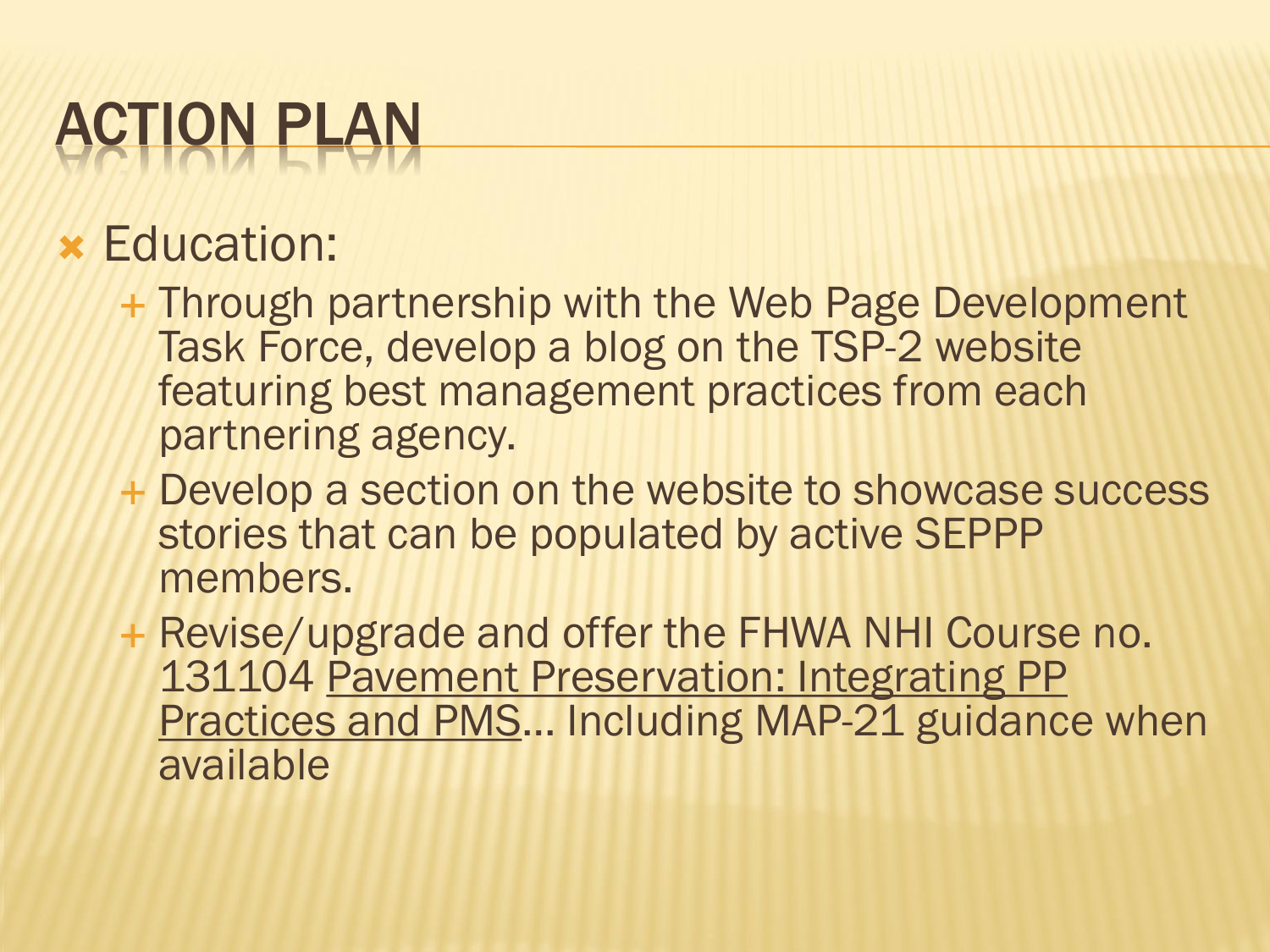# ACTION PLAN

- Education:
  - Through partnership with the Web Page Development Task Force, develop a blog on the TSP-2 website featuring best management practices from each partnering agency.
  - Develop a section on the website to showcase success stories that can be populated by active SEPPP members.
  - Revise/upgrade and offer the FHWA NHI Course no. 131104 <u>Pavement Preservation: Integrating PP Practices and PMS</u>… Including MAP-21 guidance when available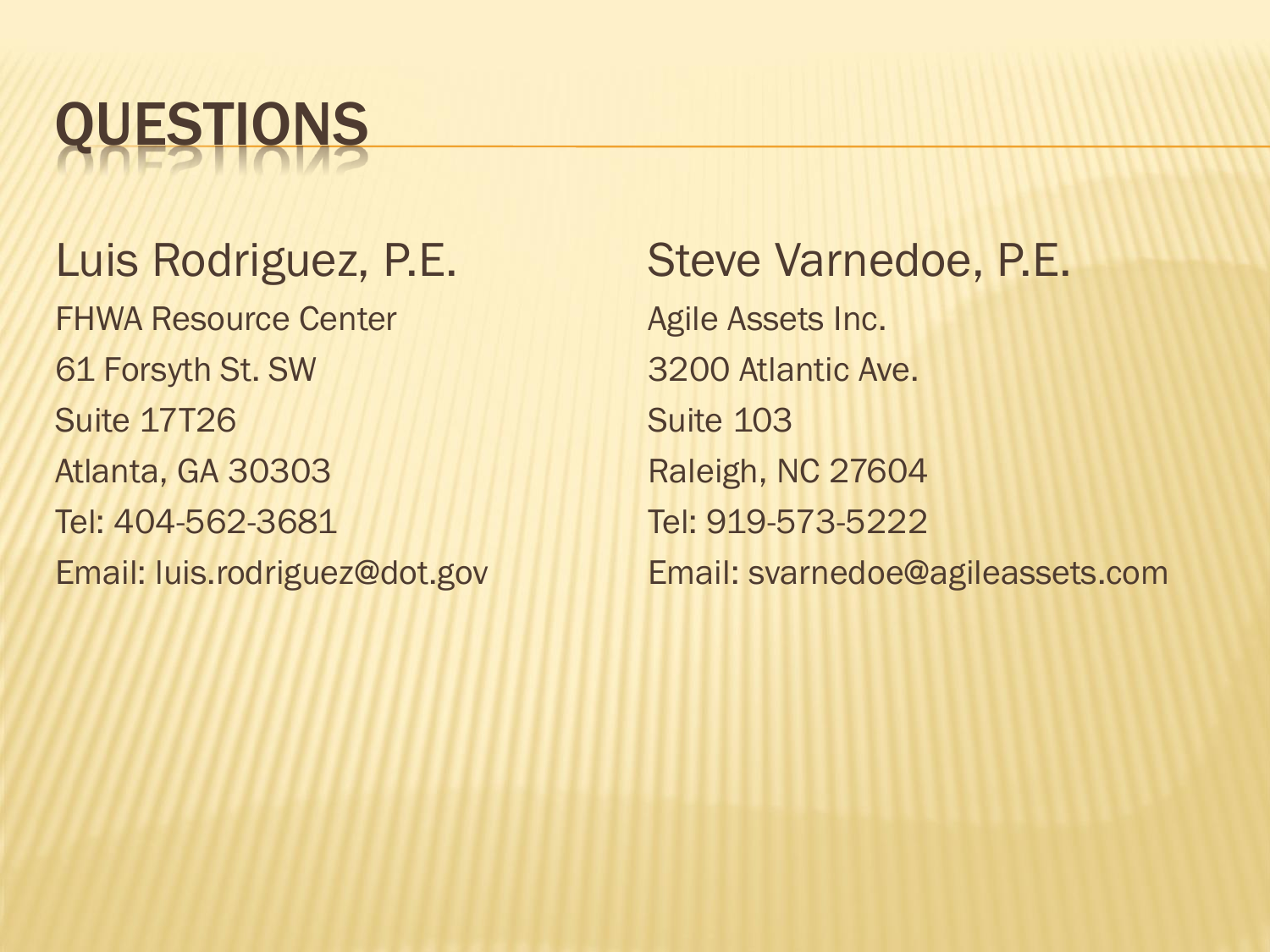# QUESTIONS

**Luis Rodriguez, P.E.**

FHWA Resource Center
61 Forsyth St. SW
Suite 17T26
Atlanta, GA 30303
Tel: 404-562-3681
Email: luis.rodriguez@dot.gov

**Steve Varnedoe, P.E.**

Agile Assets Inc.
3200 Atlantic Ave.
Suite 103
Raleigh, NC 27604
Tel: 919-573-5222
Email: svarnedoe@agileassets.com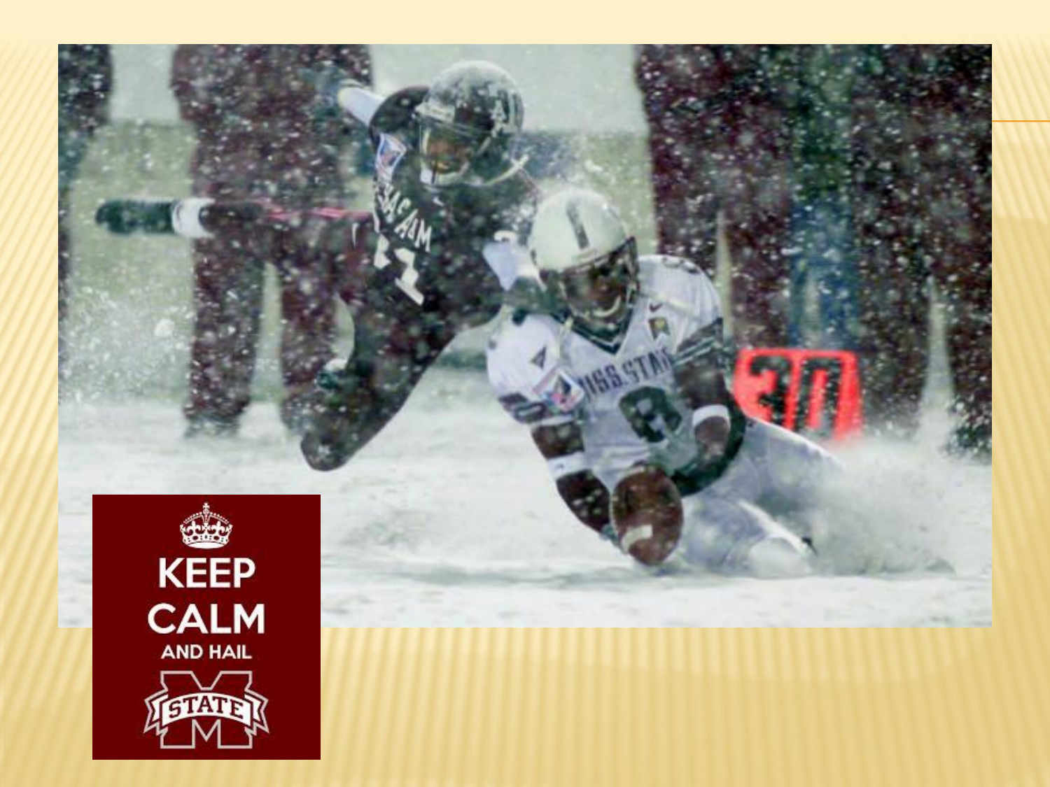KEEP CALM

AND HAIL

STATE